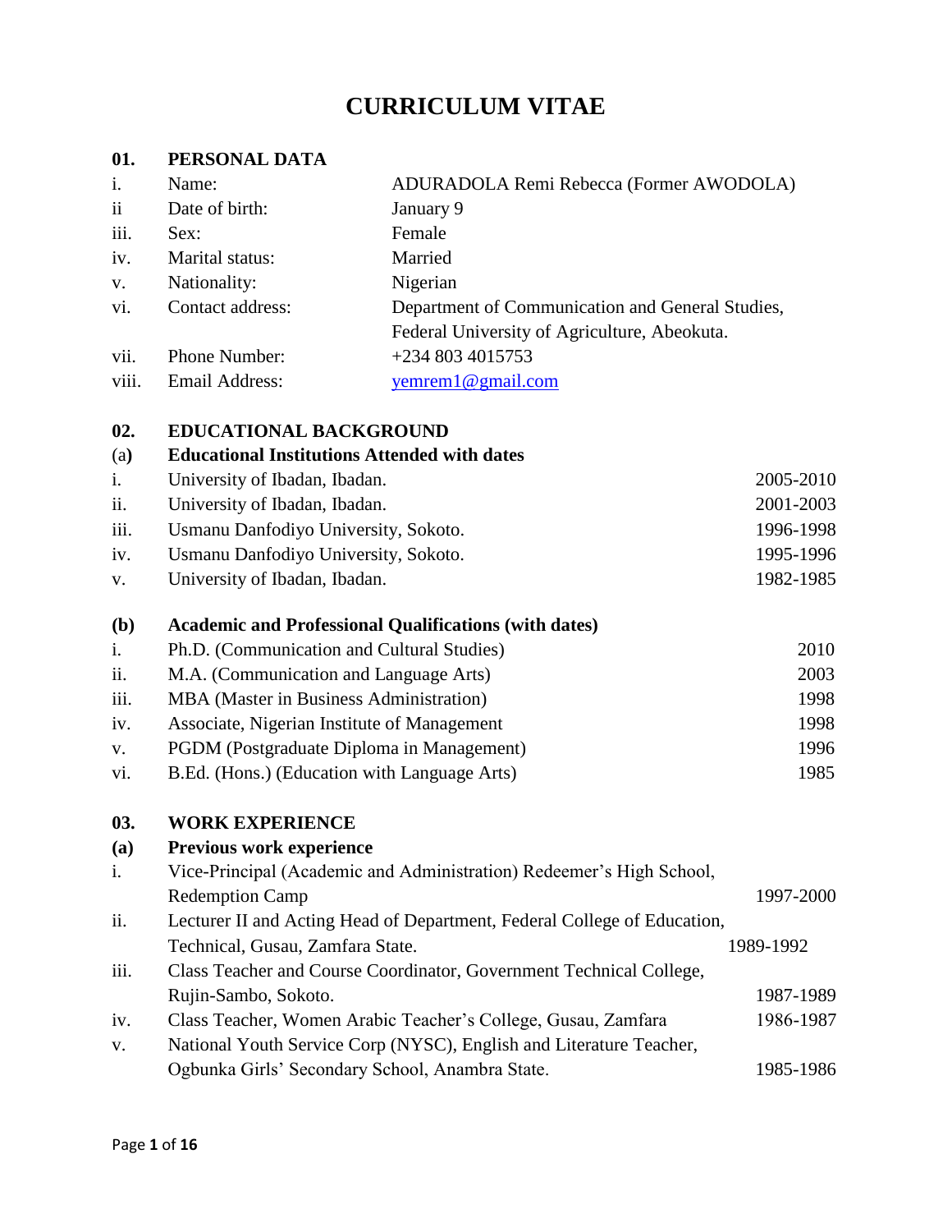# CURRICULUM VITAE

## 01. PERSONAL DATA

| | | |
|---|---|---|
| i. | Name: | ADURADOLA Remi Rebecca (Former AWODOLA) |
| ii | Date of birth: | January 9 |
| iii. | Sex: | Female |
| iv. | Marital status: | Married |
| v. | Nationality: | Nigerian |
| vi. | Contact address: | Department of Communication and General Studies, Federal University of Agriculture, Abeokuta. |
| vii. | Phone Number: | +234 803 4015753 |
| viii. | Email Address: | yemrem1@gmail.com |

## 02. EDUCATIONAL BACKGROUND

### (a) Educational Institutions Attended with dates

| | | |
|---|---|---|
| i. | University of Ibadan, Ibadan. | 2005-2010 |
| ii. | University of Ibadan, Ibadan. | 2001-2003 |
| iii. | Usmanu Danfodiyo University, Sokoto. | 1996-1998 |
| iv. | Usmanu Danfodiyo University, Sokoto. | 1995-1996 |
| v. | University of Ibadan, Ibadan. | 1982-1985 |

### (b) Academic and Professional Qualifications (with dates)

| | | |
|---|---|---|
| i. | Ph.D. (Communication and Cultural Studies) | 2010 |
| ii. | M.A. (Communication and Language Arts) | 2003 |
| iii. | MBA (Master in Business Administration) | 1998 |
| iv. | Associate, Nigerian Institute of Management | 1998 |
| v. | PGDM (Postgraduate Diploma in Management) | 1996 |
| vi. | B.Ed. (Hons.) (Education with Language Arts) | 1985 |

## 03. WORK EXPERIENCE

### (a) Previous work experience

| | | |
|---|---|---|
| i. | Vice-Principal (Academic and Administration) Redeemer's High School, Redemption Camp | 1997-2000 |
| ii. | Lecturer II and Acting Head of Department, Federal College of Education, Technical, Gusau, Zamfara State. | 1989-1992 |
| iii. | Class Teacher and Course Coordinator, Government Technical College, Rujin-Sambo, Sokoto. | 1987-1989 |
| iv. | Class Teacher, Women Arabic Teacher's College, Gusau, Zamfara | 1986-1987 |
| v. | National Youth Service Corp (NYSC), English and Literature Teacher, Ogbunka Girls' Secondary School, Anambra State. | 1985-1986 |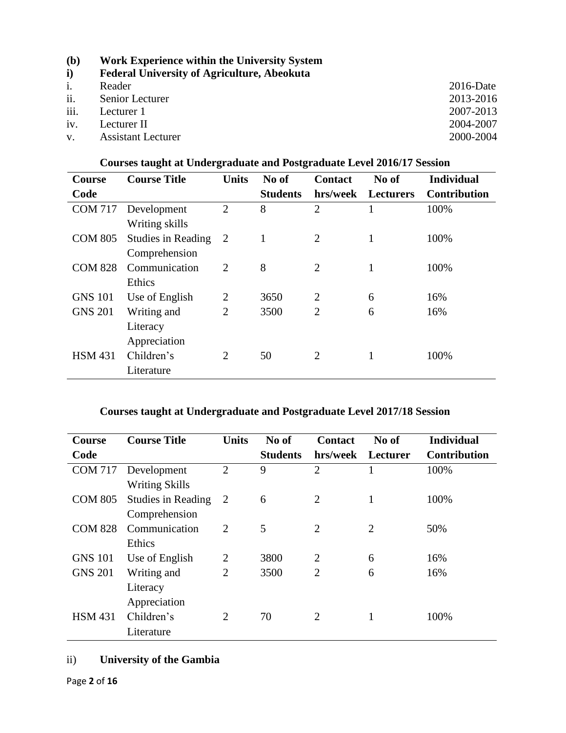**(b) Work Experience within the University System**

**i) Federal University of Agriculture, Abeokuta**

| | | |
|---|---|---|
| i. | Reader | 2016-Date |
| ii. | Senior Lecturer | 2013-2016 |
| iii. | Lecturer 1 | 2007-2013 |
| iv. | Lecturer II | 2004-2007 |
| v. | Assistant Lecturer | 2000-2004 |

**Courses taught at Undergraduate and Postgraduate Level 2016/17 Session**

| Course Code | Course Title | Units | No of Students | Contact hrs/week | No of Lecturers | Individual Contribution |
|---|---|---|---|---|---|---|
| COM 717 | Development Writing skills | 2 | 8 | 2 | 1 | 100% |
| COM 805 | Studies in Reading Comprehension | 2 | 1 | 2 | 1 | 100% |
| COM 828 | Communication Ethics | 2 | 8 | 2 | 1 | 100% |
| GNS 101 | Use of English | 2 | 3650 | 2 | 6 | 16% |
| GNS 201 | Writing and Literacy Appreciation | 2 | 3500 | 2 | 6 | 16% |
| HSM 431 | Children's Literature | 2 | 50 | 2 | 1 | 100% |

**Courses taught at Undergraduate and Postgraduate Level 2017/18 Session**

| Course Code | Course Title | Units | No of Students | Contact hrs/week | No of Lecturer | Individual Contribution |
|---|---|---|---|---|---|---|
| COM 717 | Development Writing Skills | 2 | 9 | 2 | 1 | 100% |
| COM 805 | Studies in Reading Comprehension | 2 | 6 | 2 | 1 | 100% |
| COM 828 | Communication Ethics | 2 | 5 | 2 | 2 | 50% |
| GNS 101 | Use of English | 2 | 3800 | 2 | 6 | 16% |
| GNS 201 | Writing and Literacy Appreciation | 2 | 3500 | 2 | 6 | 16% |
| HSM 431 | Children's Literature | 2 | 70 | 2 | 1 | 100% |

ii) **University of the Gambia**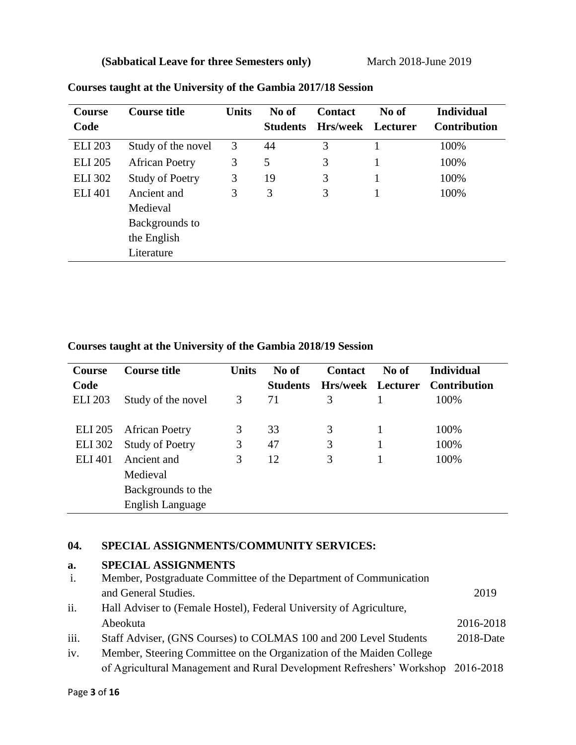**(Sabbatical Leave for three Semesters only)** March 2018-June 2019

**Courses taught at the University of the Gambia 2017/18 Session**

| Course Code | Course title | Units | No of Students | Contact Hrs/week | No of Lecturer | Individual Contribution |
|---|---|---|---|---|---|---|
| ELI 203 | Study of the novel | 3 | 44 | 3 | 1 | 100% |
| ELI 205 | African Poetry | 3 | 5 | 3 | 1 | 100% |
| ELI 302 | Study of Poetry | 3 | 19 | 3 | 1 | 100% |
| ELI 401 | Ancient and Medieval Backgrounds to the English Literature | 3 | 3 | 3 | 1 | 100% |

**Courses taught at the University of the Gambia 2018/19 Session**

| Course Code | Course title | Units | No of Students | Contact Hrs/week | No of Lecturer | Individual Contribution |
|---|---|---|---|---|---|---|
| ELI 203 | Study of the novel | 3 | 71 | 3 | 1 | 100% |
| ELI 205 | African Poetry | 3 | 33 | 3 | 1 | 100% |
| ELI 302 | Study of Poetry | 3 | 47 | 3 | 1 | 100% |
| ELI 401 | Ancient and Medieval Backgrounds to the English Language | 3 | 12 | 3 | 1 | 100% |

## 04. SPECIAL ASSIGNMENTS/COMMUNITY SERVICES:

### a. SPECIAL ASSIGNMENTS

i. Member, Postgraduate Committee of the Department of Communication and General Studies. 2019

ii. Hall Adviser to (Female Hostel), Federal University of Agriculture, Abeokuta 2016-2018

iii. Staff Adviser, (GNS Courses) to COLMAS 100 and 200 Level Students 2018-Date

iv. Member, Steering Committee on the Organization of the Maiden College of Agricultural Management and Rural Development Refreshers' Workshop 2016-2018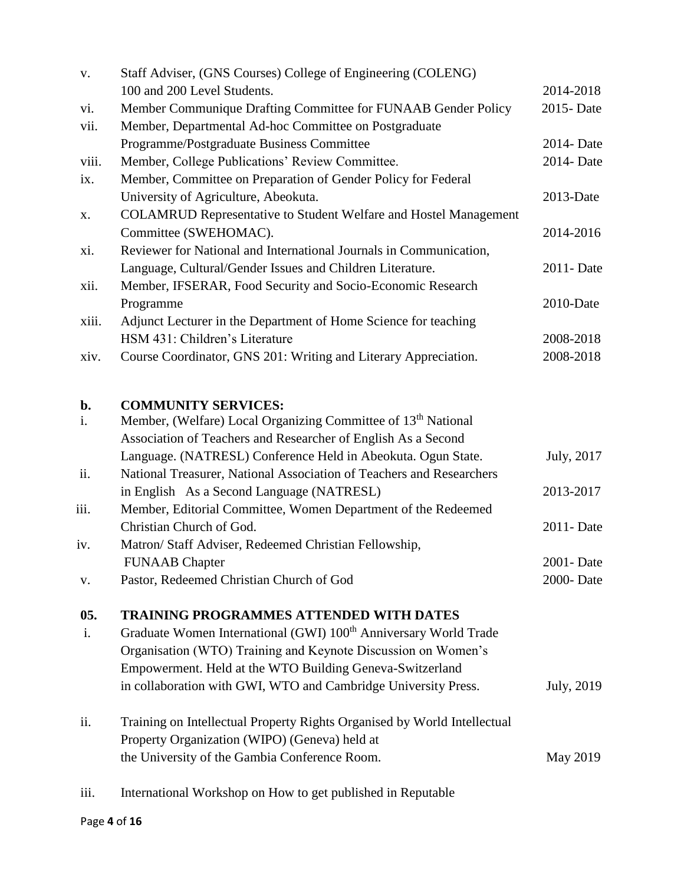| | | |
|---|---|---|
| v. | Staff Adviser, (GNS Courses) College of Engineering (COLENG) 100 and 200 Level Students. | 2014-2018 |
| vi. | Member Communique Drafting Committee for FUNAAB Gender Policy | 2015- Date |
| vii. | Member, Departmental Ad-hoc Committee on Postgraduate Programme/Postgraduate Business Committee | 2014- Date |
| viii. | Member, College Publications' Review Committee. | 2014- Date |
| ix. | Member, Committee on Preparation of Gender Policy for Federal University of Agriculture, Abeokuta. | 2013-Date |
| x. | COLAMRUD Representative to Student Welfare and Hostel Management Committee (SWEHOMAC). | 2014-2016 |
| xi. | Reviewer for National and International Journals in Communication, Language, Cultural/Gender Issues and Children Literature. | 2011- Date |
| xii. | Member, IFSERAR, Food Security and Socio-Economic Research Programme | 2010-Date |
| xiii. | Adjunct Lecturer in the Department of Home Science for teaching HSM 431: Children's Literature | 2008-2018 |
| xiv. | Course Coordinator, GNS 201: Writing and Literary Appreciation. | 2008-2018 |

**b. COMMUNITY SERVICES:**

| | | |
|---|---|---|
| i. | Member, (Welfare) Local Organizing Committee of 13th National Association of Teachers and Researcher of English As a Second Language. (NATRESL) Conference Held in Abeokuta. Ogun State. | July, 2017 |
| ii. | National Treasurer, National Association of Teachers and Researchers in English As a Second Language (NATRESL) | 2013-2017 |
| iii. | Member, Editorial Committee, Women Department of the Redeemed Christian Church of God. | 2011- Date |
| iv. | Matron/ Staff Adviser, Redeemed Christian Fellowship, FUNAAB Chapter | 2001- Date |
| v. | Pastor, Redeemed Christian Church of God | 2000- Date |

**05. TRAINING PROGRAMMES ATTENDED WITH DATES**

| | | |
|---|---|---|
| i. | Graduate Women International (GWI) 100th Anniversary World Trade Organisation (WTO) Training and Keynote Discussion on Women's Empowerment. Held at the WTO Building Geneva-Switzerland in collaboration with GWI, WTO and Cambridge University Press. | July, 2019 |
| ii. | Training on Intellectual Property Rights Organised by World Intellectual Property Organization (WIPO) (Geneva) held at the University of the Gambia Conference Room. | May 2019 |
| iii. | International Workshop on How to get published in Reputable | |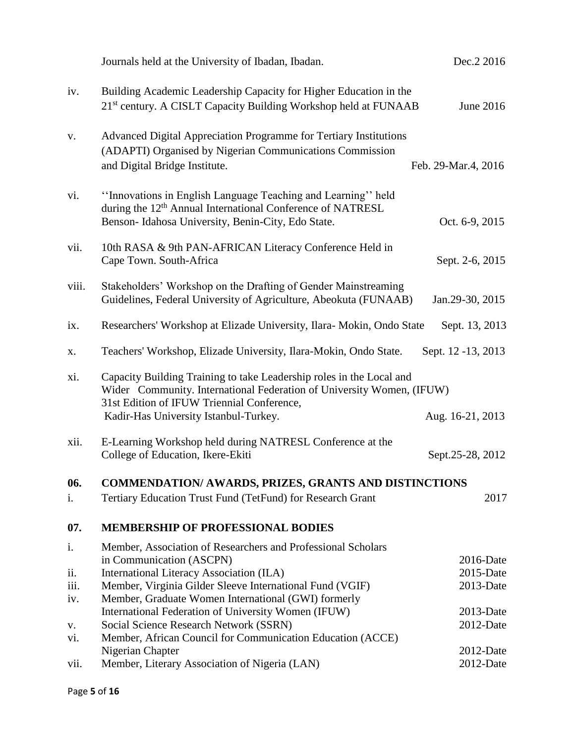Journals held at the University of Ibadan, Ibadan. Dec.2 2016

iv. Building Academic Leadership Capacity for Higher Education in the 21st century. A CISLT Capacity Building Workshop held at FUNAAB June 2016

v. Advanced Digital Appreciation Programme for Tertiary Institutions (ADAPTI) Organised by Nigerian Communications Commission and Digital Bridge Institute. Feb. 29-Mar.4, 2016

vi. ''Innovations in English Language Teaching and Learning'' held during the 12th Annual International Conference of NATRESL Benson- Idahosa University, Benin-City, Edo State. Oct. 6-9, 2015

vii. 10th RASA & 9th PAN-AFRICAN Literacy Conference Held in Cape Town. South-Africa Sept. 2-6, 2015

viii. Stakeholders' Workshop on the Drafting of Gender Mainstreaming Guidelines, Federal University of Agriculture, Abeokuta (FUNAAB) Jan.29-30, 2015

ix. Researchers' Workshop at Elizade University, Ilara- Mokin, Ondo State Sept. 13, 2013

x. Teachers' Workshop, Elizade University, Ilara-Mokin, Ondo State. Sept. 12 -13, 2013

xi. Capacity Building Training to take Leadership roles in the Local and Wider Community. International Federation of University Women, (IFUW) 31st Edition of IFUW Triennial Conference, Kadir-Has University Istanbul-Turkey. Aug. 16-21, 2013

xii. E-Learning Workshop held during NATRESL Conference at the College of Education, Ikere-Ekiti Sept.25-28, 2012

## 06. COMMENDATION/ AWARDS, PRIZES, GRANTS AND DISTINCTIONS

i. Tertiary Education Trust Fund (TetFund) for Research Grant 2017

## 07. MEMBERSHIP OF PROFESSIONAL BODIES

i. Member, Association of Researchers and Professional Scholars in Communication (ASCPN) 2016-Date

ii. International Literacy Association (ILA) 2015-Date

iii. Member, Virginia Gilder Sleeve International Fund (VGIF) 2013-Date

iv. Member, Graduate Women International (GWI) formerly International Federation of University Women (IFUW) 2013-Date

v. Social Science Research Network (SSRN) 2012-Date

vi. Member, African Council for Communication Education (ACCE) Nigerian Chapter 2012-Date

vii. Member, Literary Association of Nigeria (LAN) 2012-Date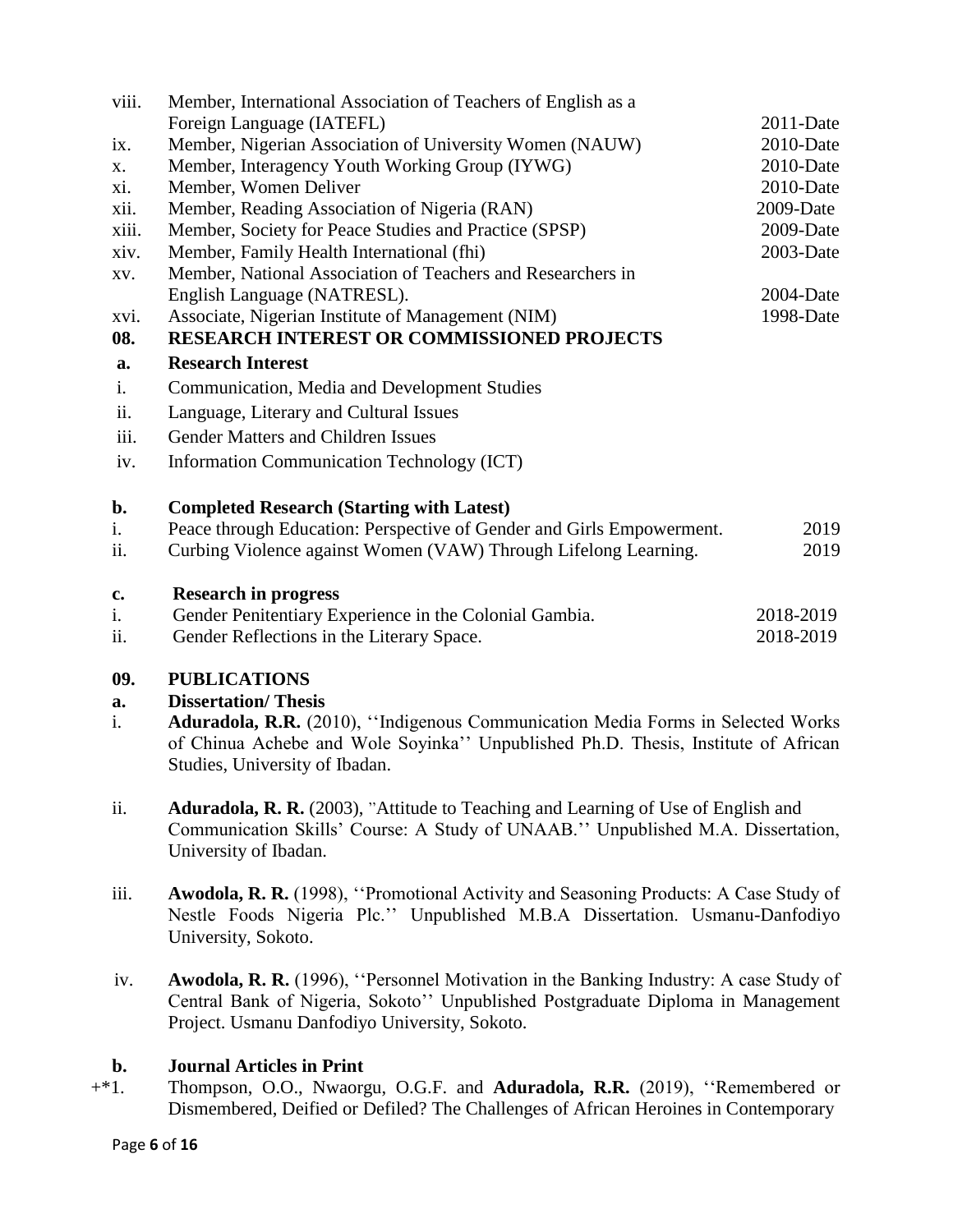| | | |
|---|---|---|
| viii. | Member, International Association of Teachers of English as a Foreign Language (IATEFL) | 2011-Date |
| ix. | Member, Nigerian Association of University Women (NAUW) | 2010-Date |
| x. | Member, Interagency Youth Working Group (IYWG) | 2010-Date |
| xi. | Member, Women Deliver | 2010-Date |
| xii. | Member, Reading Association of Nigeria (RAN) | 2009-Date |
| xiii. | Member, Society for Peace Studies and Practice (SPSP) | 2009-Date |
| xiv. | Member, Family Health International (fhi) | 2003-Date |
| xv. | Member, National Association of Teachers and Researchers in English Language (NATRESL). | 2004-Date |
| xvi. | Associate, Nigerian Institute of Management (NIM) | 1998-Date |

## 08. RESEARCH INTEREST OR COMMISSIONED PROJECTS

### a. Research Interest

i. Communication, Media and Development Studies

ii. Language, Literary and Cultural Issues

iii. Gender Matters and Children Issues

iv. Information Communication Technology (ICT)

### b. Completed Research (Starting with Latest)

| | | |
|---|---|---|
| i. | Peace through Education: Perspective of Gender and Girls Empowerment. | 2019 |
| ii. | Curbing Violence against Women (VAW) Through Lifelong Learning. | 2019 |

### c. Research in progress

| | | |
|---|---|---|
| i. | Gender Penitentiary Experience in the Colonial Gambia. | 2018-2019 |
| ii. | Gender Reflections in the Literary Space. | 2018-2019 |

## 09. PUBLICATIONS

### a. Dissertation/ Thesis

i. **Aduradola, R.R.** (2010), ''Indigenous Communication Media Forms in Selected Works of Chinua Achebe and Wole Soyinka'' Unpublished Ph.D. Thesis, Institute of African Studies, University of Ibadan.

ii. **Aduradola, R. R.** (2003), "Attitude to Teaching and Learning of Use of English and Communication Skills' Course: A Study of UNAAB.'' Unpublished M.A. Dissertation, University of Ibadan.

iii. **Awodola, R. R.** (1998), ''Promotional Activity and Seasoning Products: A Case Study of Nestle Foods Nigeria Plc.'' Unpublished M.B.A Dissertation. Usmanu-Danfodiyo University, Sokoto.

iv. **Awodola, R. R.** (1996), ''Personnel Motivation in the Banking Industry: A case Study of Central Bank of Nigeria, Sokoto'' Unpublished Postgraduate Diploma in Management Project. Usmanu Danfodiyo University, Sokoto.

### b. Journal Articles in Print

+*1. Thompson, O.O., Nwaorgu, O.G.F. and **Aduradola, R.R.** (2019), ''Remembered or Dismembered, Deified or Defiled? The Challenges of African Heroines in Contemporary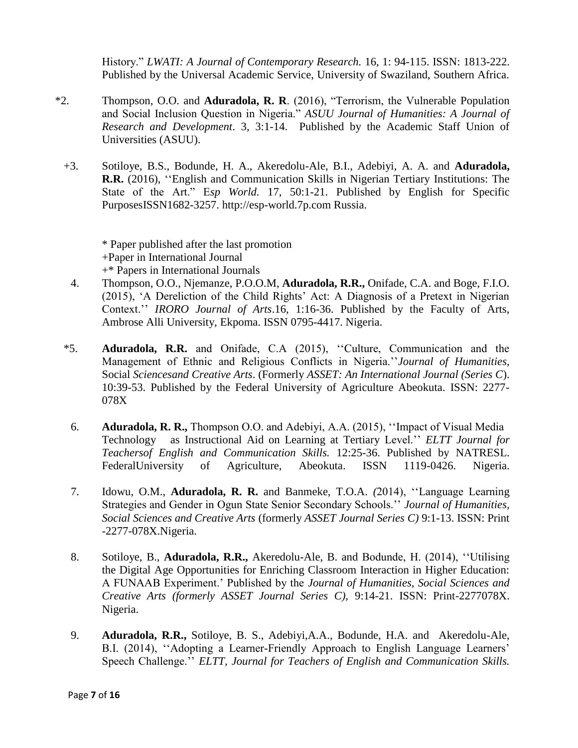History." *LWATI: A Journal of Contemporary Research.* 16, 1: 94-115. ISSN: 1813-222. Published by the Universal Academic Service, University of Swaziland, Southern Africa.

*2. Thompson, O.O. and **Aduradola, R. R**. (2016), "Terrorism, the Vulnerable Population and Social Inclusion Question in Nigeria." *ASUU Journal of Humanities: A Journal of Research and Development*. 3, 3:1-14. Published by the Academic Staff Union of Universities (ASUU).

+3. Sotiloye, B.S., Bodunde, H. A., Akeredolu-Ale, B.I., Adebiyi, A. A. and **Aduradola, R.R.** (2016), ''English and Communication Skills in Nigerian Tertiary Institutions: The State of the Art." E*sp World.* 17, 50:1-21. Published by English for Specific PurposesISSN1682-3257. http://esp-world.7p.com Russia.

\* Paper published after the last promotion
+Paper in International Journal
+* Papers in International Journals

4. Thompson, O.O., Njemanze, P.O.O.M, **Aduradola, R.R.,** Onifade, C.A. and Boge, F.I.O. (2015), 'A Dereliction of the Child Rights' Act: A Diagnosis of a Pretext in Nigerian Context.'' *IRORO Journal of Arts*.16, 1:16-36. Published by the Faculty of Arts, Ambrose Alli University, Ekpoma. ISSN 0795-4417. Nigeria.

*5. **Aduradola, R.R.** and Onifade, C.A (2015), ''Culture, Communication and the Management of Ethnic and Religious Conflicts in Nigeria.''*Journal of Humanities,* Social *Sciencesand Creative Arts*. (Formerly *ASSET: An International Journal (Series C*). 10:39-53. Published by the Federal University of Agriculture Abeokuta. ISSN: 2277-078X

6. **Aduradola, R. R.,** Thompson O.O. and Adebiyi, A.A. (2015), ''Impact of Visual Media Technology as Instructional Aid on Learning at Tertiary Level.'' *ELTT Journal for Teachersof English and Communication Skills.* 12:25-36. Published by NATRESL. FederalUniversity of Agriculture, Abeokuta. ISSN 1119-0426. Nigeria.

7. Idowu, O.M., **Aduradola, R. R.** and Banmeke, T.O.A. *(*2014), ''Language Learning Strategies and Gender in Ogun State Senior Secondary Schools.'' *Journal of Humanities, Social Sciences and Creative Arts* (formerly *ASSET Journal Series C)* 9:1-13. ISSN: Print -2277-078X.Nigeria.

8. Sotiloye, B., **Aduradola, R.R.,** Akeredolu-Ale, B. and Bodunde, H. (2014), ''Utilising the Digital Age Opportunities for Enriching Classroom Interaction in Higher Education: A FUNAAB Experiment.' Published by the *Journal of Humanities, Social Sciences and Creative Arts (formerly ASSET Journal Series C),* 9:14-21. ISSN: Print-2277078X. Nigeria.

9. **Aduradola, R.R.,** Sotiloye, B. S., Adebiyi,A.A., Bodunde, H.A. and Akeredolu-Ale, B.I. (2014), ''Adopting a Learner-Friendly Approach to English Language Learners' Speech Challenge.'' *ELTT, Journal for Teachers of English and Communication Skills.*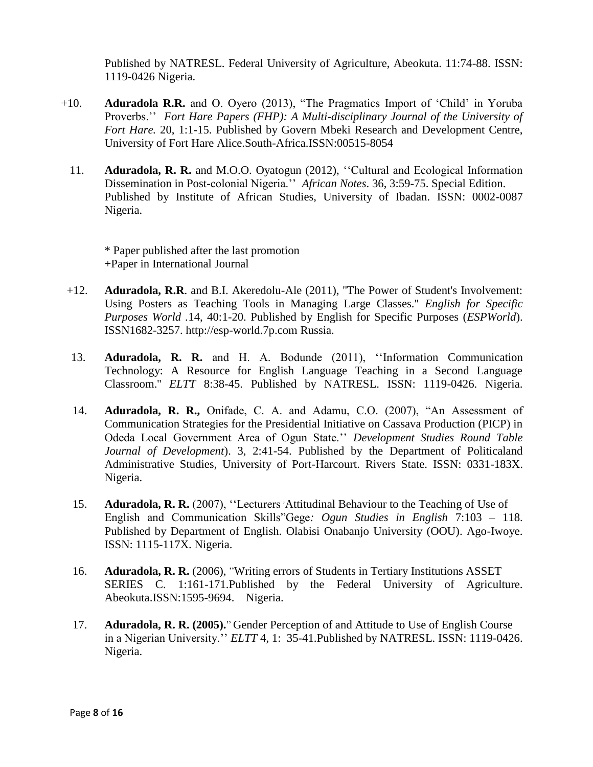Published by NATRESL. Federal University of Agriculture, Abeokuta. 11:74-88. ISSN: 1119-0426 Nigeria.

+10. **Aduradola R.R.** and O. Oyero (2013), "The Pragmatics Import of 'Child' in Yoruba Proverbs.'' *Fort Hare Papers (FHP): A Multi-disciplinary Journal of the University of Fort Hare.* 20, 1:1-15. Published by Govern Mbeki Research and Development Centre, University of Fort Hare Alice.South-Africa.ISSN:00515-8054

11. **Aduradola, R. R.** and M.O.O. Oyatogun (2012), ''Cultural and Ecological Information Dissemination in Post-colonial Nigeria.'' *African Notes*. 36, 3:59-75. Special Edition. Published by Institute of African Studies, University of Ibadan. ISSN: 0002-0087 Nigeria.

\* Paper published after the last promotion
+Paper in International Journal

+12. **Aduradola, R.R**. and B.I. Akeredolu-Ale (2011), "The Power of Student's Involvement: Using Posters as Teaching Tools in Managing Large Classes." *English for Specific Purposes World* .14, 40:1-20. Published by English for Specific Purposes (*ESPWorld*). ISSN1682-3257. http://esp-world.7p.com Russia.

13. **Aduradola, R. R.** and H. A. Bodunde (2011), ''Information Communication Technology: A Resource for English Language Teaching in a Second Language Classroom." *ELTT* 8:38-45. Published by NATRESL. ISSN: 1119-0426. Nigeria.

14. **Aduradola, R. R.,** Onifade, C. A. and Adamu, C.O. (2007), "An Assessment of Communication Strategies for the Presidential Initiative on Cassava Production (PICP) in Odeda Local Government Area of Ogun State.'' *Development Studies Round Table Journal of Development*). 3, 2:41-54. Published by the Department of Politicaland Administrative Studies, University of Port-Harcourt. Rivers State. ISSN: 0331-183X. Nigeria.

15. **Aduradola, R. R.** (2007), ''Lecturers 'Attitudinal Behaviour to the Teaching of Use of English and Communication Skills"Gege*: Ogun Studies in English* 7:103 – 118. Published by Department of English. Olabisi Onabanjo University (OOU). Ago-Iwoye. ISSN: 1115-117X. Nigeria.

16. **Aduradola, R. R.** (2006), "Writing errors of Students in Tertiary Institutions ASSET SERIES C. 1:161-171.Published by the Federal University of Agriculture. Abeokuta.ISSN:1595-9694. Nigeria.

17. **Aduradola, R. R. (2005).**" Gender Perception of and Attitude to Use of English Course in a Nigerian University.'' *ELTT* 4, 1: 35-41.Published by NATRESL. ISSN: 1119-0426. Nigeria.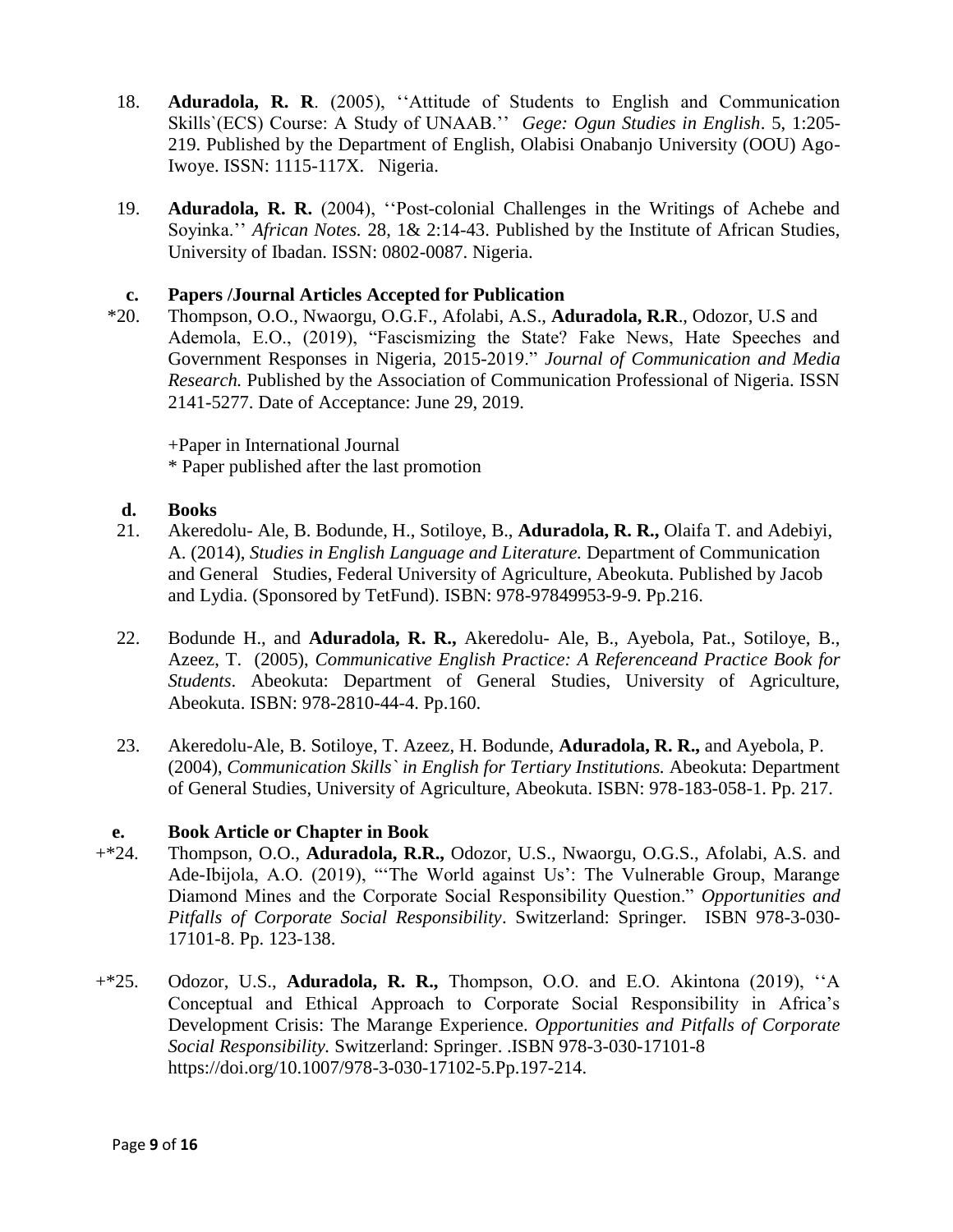18. **Aduradola, R. R**. (2005), ''Attitude of Students to English and Communication Skills`(ECS) Course: A Study of UNAAB.'' *Gege: Ogun Studies in English*. 5, 1:205-219. Published by the Department of English, Olabisi Onabanjo University (OOU) Ago-Iwoye. ISSN: 1115-117X. Nigeria.

19. **Aduradola, R. R.** (2004), ''Post-colonial Challenges in the Writings of Achebe and Soyinka.'' *African Notes.* 28, 1& 2:14-43. Published by the Institute of African Studies, University of Ibadan. ISSN: 0802-0087. Nigeria.

### c. Papers /Journal Articles Accepted for Publication

*20. Thompson, O.O., Nwaorgu, O.G.F., Afolabi, A.S., **Aduradola, R.R**., Odozor, U.S and Ademola, E.O., (2019), "Fascismizing the State? Fake News, Hate Speeches and Government Responses in Nigeria, 2015-2019." *Journal of Communication and Media Research.* Published by the Association of Communication Professional of Nigeria. ISSN 2141-5277. Date of Acceptance: June 29, 2019.

+Paper in International Journal
* Paper published after the last promotion

### d. Books

21. Akeredolu- Ale, B. Bodunde, H., Sotiloye, B., **Aduradola, R. R.,** Olaifa T. and Adebiyi, A. (2014), *Studies in English Language and Literature.* Department of Communication and General Studies, Federal University of Agriculture, Abeokuta. Published by Jacob and Lydia. (Sponsored by TetFund). ISBN: 978-97849953-9-9. Pp.216.

22. Bodunde H., and **Aduradola, R. R.,** Akeredolu- Ale, B., Ayebola, Pat., Sotiloye, B., Azeez, T. (2005), *Communicative English Practice: A Referenceand Practice Book for Students*. Abeokuta: Department of General Studies, University of Agriculture, Abeokuta. ISBN: 978-2810-44-4. Pp.160.

23. Akeredolu-Ale, B. Sotiloye, T. Azeez, H. Bodunde, **Aduradola, R. R.,** and Ayebola, P. (2004), *Communication Skills` in English for Tertiary Institutions.* Abeokuta: Department of General Studies, University of Agriculture, Abeokuta. ISBN: 978-183-058-1. Pp. 217.

### e. Book Article or Chapter in Book

+*24. Thompson, O.O., **Aduradola, R.R.,** Odozor, U.S., Nwaorgu, O.G.S., Afolabi, A.S. and Ade-Ibijola, A.O. (2019), "'The World against Us': The Vulnerable Group, Marange Diamond Mines and the Corporate Social Responsibility Question." *Opportunities and Pitfalls of Corporate Social Responsibility*. Switzerland: Springer. ISBN 978-3-030-17101-8. Pp. 123-138.

+*25. Odozor, U.S., **Aduradola, R. R.,** Thompson, O.O. and E.O. Akintona (2019), ''A Conceptual and Ethical Approach to Corporate Social Responsibility in Africa's Development Crisis: The Marange Experience. *Opportunities and Pitfalls of Corporate Social Responsibility.* Switzerland: Springer. .ISBN 978-3-030-17101-8 https://doi.org/10.1007/978-3-030-17102-5.Pp.197-214.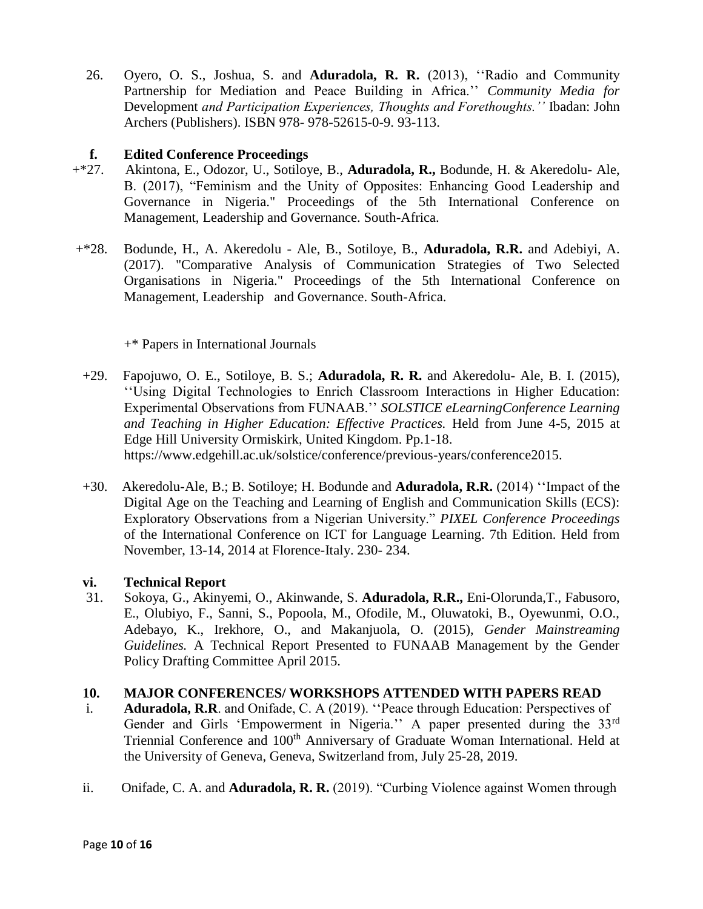26. Oyero, O. S., Joshua, S. and **Aduradola, R. R.** (2013), ''Radio and Community Partnership for Mediation and Peace Building in Africa.'' *Community Media for* Development *and Participation Experiences, Thoughts and Forethoughts.''* Ibadan: John Archers (Publishers). ISBN 978- 978-52615-0-9. 93-113.

**f. Edited Conference Proceedings**

+*27. Akintona, E., Odozor, U., Sotiloye, B., **Aduradola, R.,** Bodunde, H. & Akeredolu- Ale, B. (2017), "Feminism and the Unity of Opposites: Enhancing Good Leadership and Governance in Nigeria." Proceedings of the 5th International Conference on Management, Leadership and Governance. South-Africa.

+*28. Bodunde, H., A. Akeredolu - Ale, B., Sotiloye, B., **Aduradola, R.R.** and Adebiyi, A. (2017). "Comparative Analysis of Communication Strategies of Two Selected Organisations in Nigeria." Proceedings of the 5th International Conference on Management, Leadership and Governance. South-Africa.

+* Papers in International Journals

+29. Fapojuwo, O. E., Sotiloye, B. S.; **Aduradola, R. R.** and Akeredolu- Ale, B. I. (2015), ''Using Digital Technologies to Enrich Classroom Interactions in Higher Education: Experimental Observations from FUNAAB.'' *SOLSTICE eLearningConference Learning and Teaching in Higher Education: Effective Practices.* Held from June 4-5, 2015 at Edge Hill University Ormiskirk, United Kingdom. Pp.1-18. https://www.edgehill.ac.uk/solstice/conference/previous-years/conference2015.

+30. Akeredolu-Ale, B.; B. Sotiloye; H. Bodunde and **Aduradola, R.R.** (2014) ''Impact of the Digital Age on the Teaching and Learning of English and Communication Skills (ECS): Exploratory Observations from a Nigerian University." *PIXEL Conference Proceedings* of the International Conference on ICT for Language Learning. 7th Edition. Held from November, 13-14, 2014 at Florence-Italy. 230- 234.

**vi. Technical Report**

31. Sokoya, G., Akinyemi, O., Akinwande, S. **Aduradola, R.R.,** Eni-Olorunda,T., Fabusoro, E., Olubiyo, F., Sanni, S., Popoola, M., Ofodile, M., Oluwatoki, B., Oyewunmi, O.O., Adebayo, K., Irekhore, O., and Makanjuola, O. (2015), *Gender Mainstreaming Guidelines.* A Technical Report Presented to FUNAAB Management by the Gender Policy Drafting Committee April 2015.

## 10. MAJOR CONFERENCES/ WORKSHOPS ATTENDED WITH PAPERS READ

i. **Aduradola, R.R**. and Onifade, C. A (2019). ''Peace through Education: Perspectives of Gender and Girls 'Empowerment in Nigeria.'' A paper presented during the 33rd Triennial Conference and 100th Anniversary of Graduate Woman International. Held at the University of Geneva, Geneva, Switzerland from, July 25-28, 2019.

ii. Onifade, C. A. and **Aduradola, R. R.** (2019). "Curbing Violence against Women through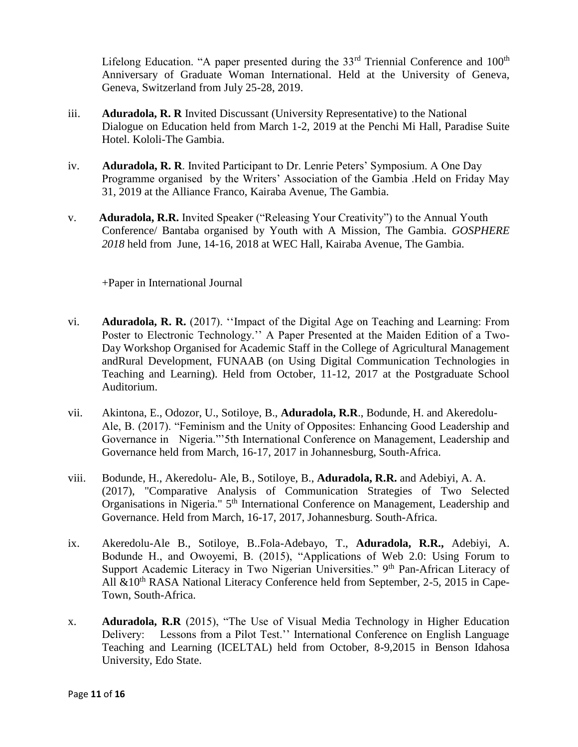Lifelong Education. "A paper presented during the 33rd Triennial Conference and 100th Anniversary of Graduate Woman International. Held at the University of Geneva, Geneva, Switzerland from July 25-28, 2019.

iii. **Aduradola, R. R** Invited Discussant (University Representative) to the National Dialogue on Education held from March 1-2, 2019 at the Penchi Mi Hall, Paradise Suite Hotel. Kololi-The Gambia.

iv. **Aduradola, R. R**. Invited Participant to Dr. Lenrie Peters' Symposium. A One Day Programme organised by the Writers' Association of the Gambia .Held on Friday May 31, 2019 at the Alliance Franco, Kairaba Avenue, The Gambia.

v. **Aduradola, R.R.** Invited Speaker ("Releasing Your Creativity") to the Annual Youth Conference/ Bantaba organised by Youth with A Mission, The Gambia. *GOSPHERE 2018* held from June, 14-16, 2018 at WEC Hall, Kairaba Avenue, The Gambia.

+Paper in International Journal

vi. **Aduradola, R. R.** (2017). ''Impact of the Digital Age on Teaching and Learning: From Poster to Electronic Technology.'' A Paper Presented at the Maiden Edition of a Two-Day Workshop Organised for Academic Staff in the College of Agricultural Management andRural Development, FUNAAB (on Using Digital Communication Technologies in Teaching and Learning). Held from October, 11-12, 2017 at the Postgraduate School Auditorium.

vii. Akintona, E., Odozor, U., Sotiloye, B., **Aduradola, R.R**., Bodunde, H. and Akeredolu-Ale, B. (2017). "Feminism and the Unity of Opposites: Enhancing Good Leadership and Governance in Nigeria."'5th International Conference on Management, Leadership and Governance held from March, 16-17, 2017 in Johannesburg, South-Africa.

viii. Bodunde, H., Akeredolu- Ale, B., Sotiloye, B., **Aduradola, R.R.** and Adebiyi, A. A. (2017), "Comparative Analysis of Communication Strategies of Two Selected Organisations in Nigeria." 5th International Conference on Management, Leadership and Governance. Held from March, 16-17, 2017, Johannesburg. South-Africa.

ix. Akeredolu-Ale B., Sotiloye, B..Fola-Adebayo, T., **Aduradola, R.R.,** Adebiyi, A. Bodunde H., and Owoyemi, B. (2015), "Applications of Web 2.0: Using Forum to Support Academic Literacy in Two Nigerian Universities." 9th Pan-African Literacy of All &10th RASA National Literacy Conference held from September, 2-5, 2015 in Cape-Town, South-Africa.

x. **Aduradola, R.R** (2015), "The Use of Visual Media Technology in Higher Education Delivery: Lessons from a Pilot Test.'' International Conference on English Language Teaching and Learning (ICELTAL) held from October, 8-9,2015 in Benson Idahosa University, Edo State.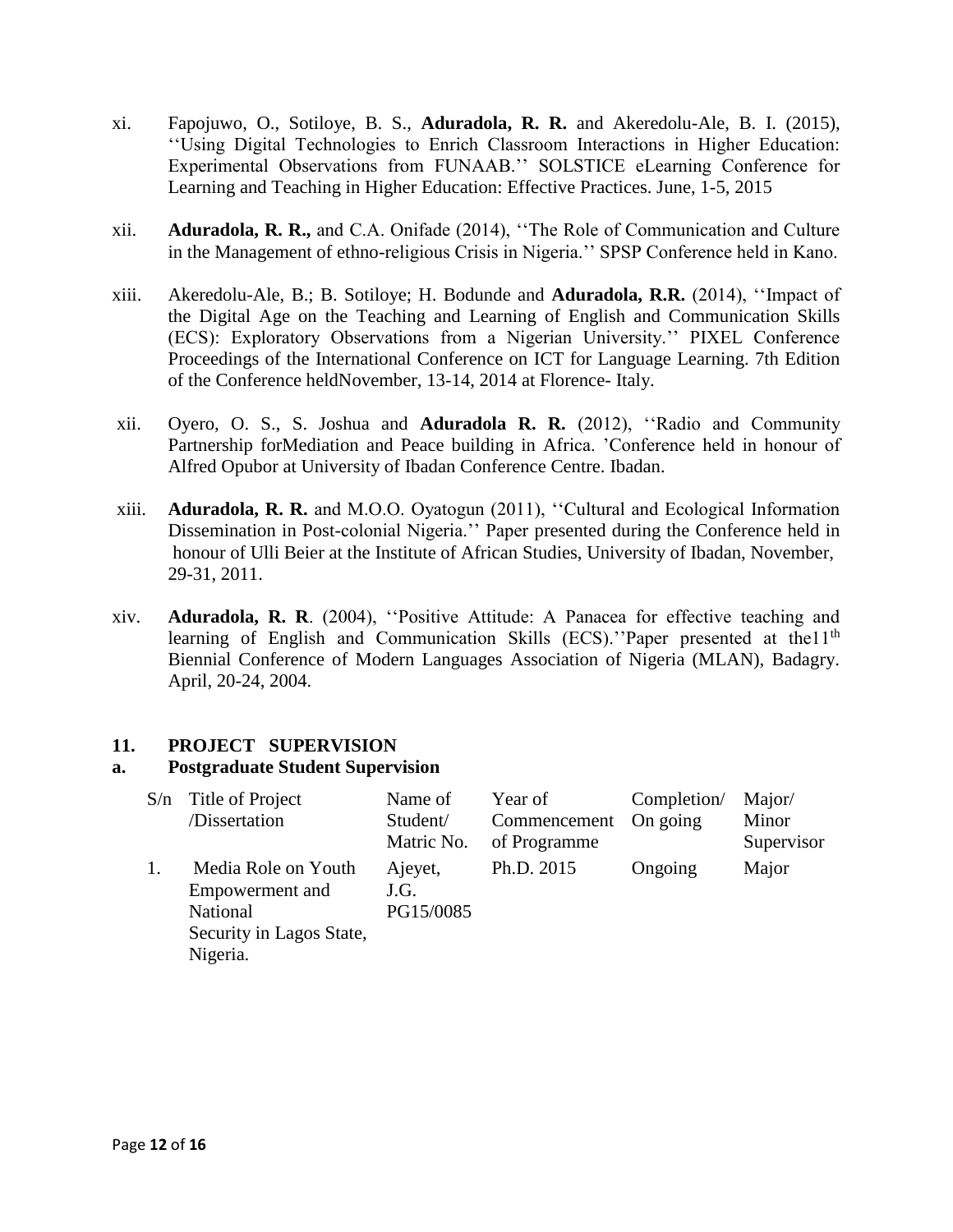xi. Fapojuwo, O., Sotiloye, B. S., **Aduradola, R. R.** and Akeredolu-Ale, B. I. (2015), ''Using Digital Technologies to Enrich Classroom Interactions in Higher Education: Experimental Observations from FUNAAB.'' SOLSTICE eLearning Conference for Learning and Teaching in Higher Education: Effective Practices. June, 1-5, 2015

xii. **Aduradola, R. R.,** and C.A. Onifade (2014), ''The Role of Communication and Culture in the Management of ethno-religious Crisis in Nigeria.'' SPSP Conference held in Kano.

xiii. Akeredolu-Ale, B.; B. Sotiloye; H. Bodunde and **Aduradola, R.R.** (2014), ''Impact of the Digital Age on the Teaching and Learning of English and Communication Skills (ECS): Exploratory Observations from a Nigerian University.'' PIXEL Conference Proceedings of the International Conference on ICT for Language Learning. 7th Edition of the Conference heldNovember, 13-14, 2014 at Florence- Italy.

xii. Oyero, O. S., S. Joshua and **Aduradola R. R.** (2012), ''Radio and Community Partnership forMediation and Peace building in Africa. 'Conference held in honour of Alfred Opubor at University of Ibadan Conference Centre. Ibadan.

xiii. **Aduradola, R. R.** and M.O.O. Oyatogun (2011), ''Cultural and Ecological Information Dissemination in Post-colonial Nigeria.'' Paper presented during the Conference held in honour of Ulli Beier at the Institute of African Studies, University of Ibadan, November, 29-31, 2011.

xiv. **Aduradola, R. R**. (2004), ''Positive Attitude: A Panacea for effective teaching and learning of English and Communication Skills (ECS).''Paper presented at the11th Biennial Conference of Modern Languages Association of Nigeria (MLAN), Badagry. April, 20-24, 2004.

## 11. PROJECT SUPERVISION

### a. Postgraduate Student Supervision

| S/n | Title of Project /Dissertation | Name of Student/ Matric No. | Year of Commencement of Programme | Completion/ On going | Major/ Minor Supervisor |
|---|---|---|---|---|---|
| 1. | Media Role on Youth Empowerment and National Security in Lagos State, Nigeria. | Ajeyet, J.G. PG15/0085 | Ph.D. 2015 | Ongoing | Major |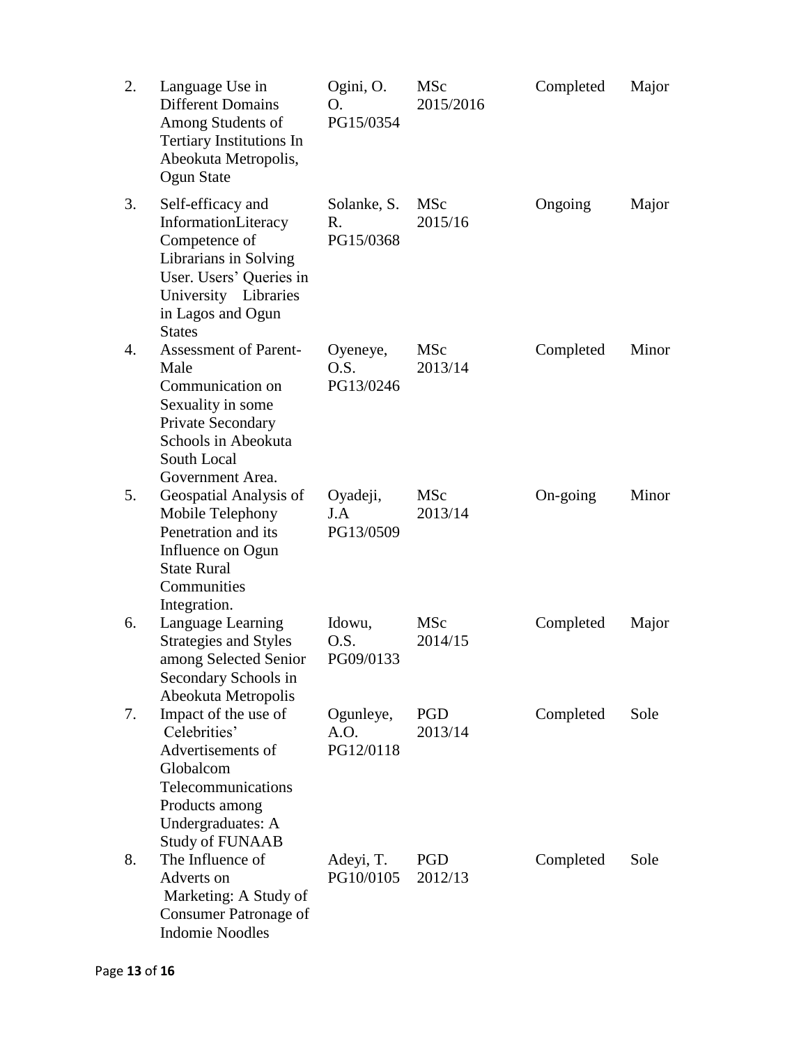| 2. | Language Use in Different Domains Among Students of Tertiary Institutions In Abeokuta Metropolis, Ogun State | Ogini, O. O. PG15/0354 | MSc 2015/2016 | Completed | Major |
|---|---|---|---|---|---|
| 3. | Self-efficacy and InformationLiteracy Competence of Librarians in Solving User. Users' Queries in University Libraries in Lagos and Ogun States | Solanke, S. R. PG15/0368 | MSc 2015/16 | Ongoing | Major |
| 4. | Assessment of Parent-Male Communication on Sexuality in some Private Secondary Schools in Abeokuta South Local Government Area. | Oyeneye, O.S. PG13/0246 | MSc 2013/14 | Completed | Minor |
| 5. | Geospatial Analysis of Mobile Telephony Penetration and its Influence on Ogun State Rural Communities Integration. | Oyadeji, J.A PG13/0509 | MSc 2013/14 | On-going | Minor |
| 6. | Language Learning Strategies and Styles among Selected Senior Secondary Schools in Abeokuta Metropolis | Idowu, O.S. PG09/0133 | MSc 2014/15 | Completed | Major |
| 7. | Impact of the use of Celebrities' Advertisements of Globalcom Telecommunications Products among Undergraduates: A Study of FUNAAB | Ogunleye, A.O. PG12/0118 | PGD 2013/14 | Completed | Sole |
| 8. | The Influence of Adverts on Marketing: A Study of Consumer Patronage of Indomie Noodles | Adeyi, T. PG10/0105 | PGD 2012/13 | Completed | Sole |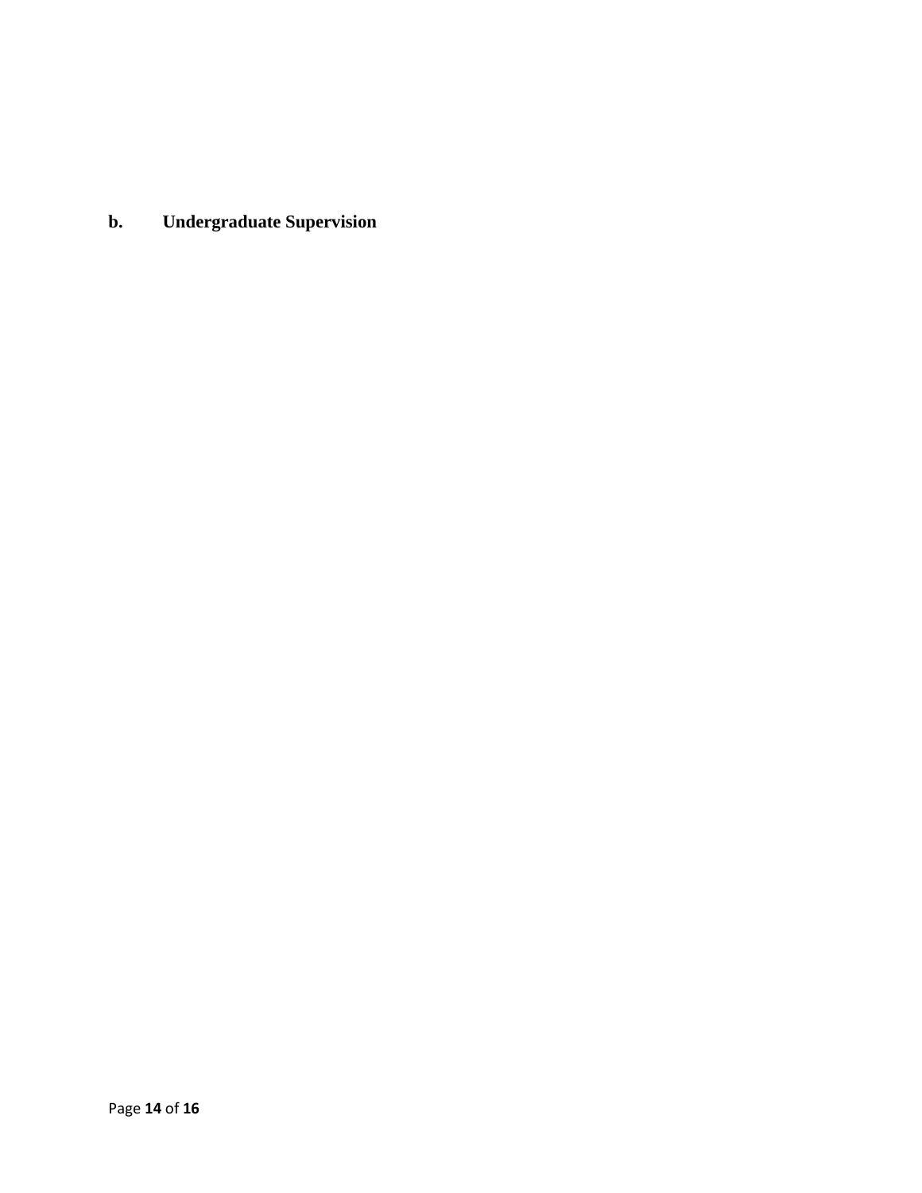### b. Undergraduate Supervision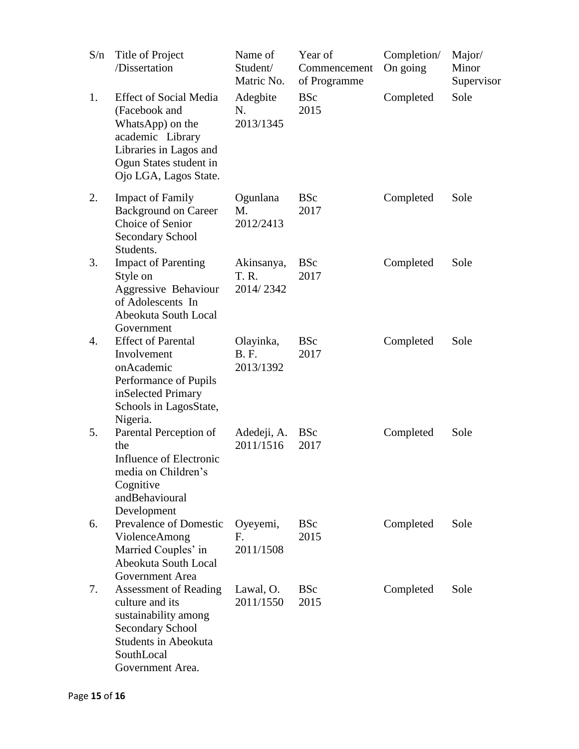| S/n | Title of Project /Dissertation | Name of Student/ Matric No. | Year of Commencement of Programme | Completion/ On going | Major/ Minor Supervisor |
|---|---|---|---|---|---|
| 1. | Effect of Social Media (Facebook and WhatsApp) on the academic Library Libraries in Lagos and Ogun States student in Ojo LGA, Lagos State. | Adegbite N. 2013/1345 | BSc 2015 | Completed | Sole |
| 2. | Impact of Family Background on Career Choice of Senior Secondary School Students. | Ogunlana M. 2012/2413 | BSc 2017 | Completed | Sole |
| 3. | Impact of Parenting Style on Aggressive Behaviour of Adolescents In Abeokuta South Local Government | Akinsanya, T. R. 2014/ 2342 | BSc 2017 | Completed | Sole |
| 4. | Effect of Parental Involvement onAcademic Performance of Pupils inSelected Primary Schools in LagosState, Nigeria. | Olayinka, B. F. 2013/1392 | BSc 2017 | Completed | Sole |
| 5. | Parental Perception of the Influence of Electronic media on Children's Cognitive andBehavioural Development | Adedeji, A. 2011/1516 | BSc 2017 | Completed | Sole |
| 6. | Prevalence of Domestic ViolenceAmong Married Couples' in Abeokuta South Local Government Area | Oyeyemi, F. 2011/1508 | BSc 2015 | Completed | Sole |
| 7. | Assessment of Reading culture and its sustainability among Secondary School Students in Abeokuta SouthLocal Government Area. | Lawal, O. 2011/1550 | BSc 2015 | Completed | Sole |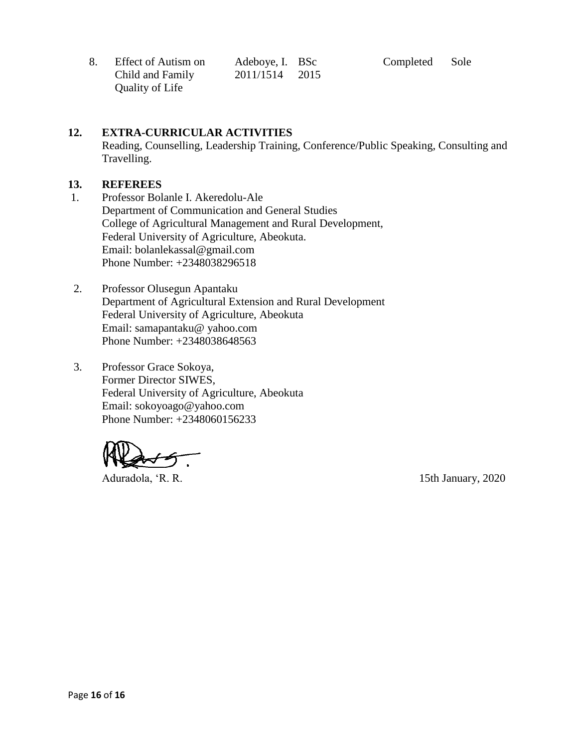| | | | | | |
|---|---|---|---|---|---|
| 8. | Effect of Autism on Child and Family Quality of Life | Adeboye, I. 2011/1514 | BSc 2015 | Completed | Sole |

## 12. EXTRA-CURRICULAR ACTIVITIES

Reading, Counselling, Leadership Training, Conference/Public Speaking, Consulting and Travelling.

## 13. REFEREES

1. Professor Bolanle I. Akeredolu-Ale
   Department of Communication and General Studies
   College of Agricultural Management and Rural Development,
   Federal University of Agriculture, Abeokuta.
   Email: bolanlekassal@gmail.com
   Phone Number: +2348038296518

2. Professor Olusegun Apantaku
   Department of Agricultural Extension and Rural Development
   Federal University of Agriculture, Abeokuta
   Email: samapantaku@ yahoo.com
   Phone Number: +2348038648563

3. Professor Grace Sokoya,
   Former Director SIWES,
   Federal University of Agriculture, Abeokuta
   Email: sokoyoago@yahoo.com
   Phone Number: +2348060156233

Aduradola, 'R. R. 15th January, 2020